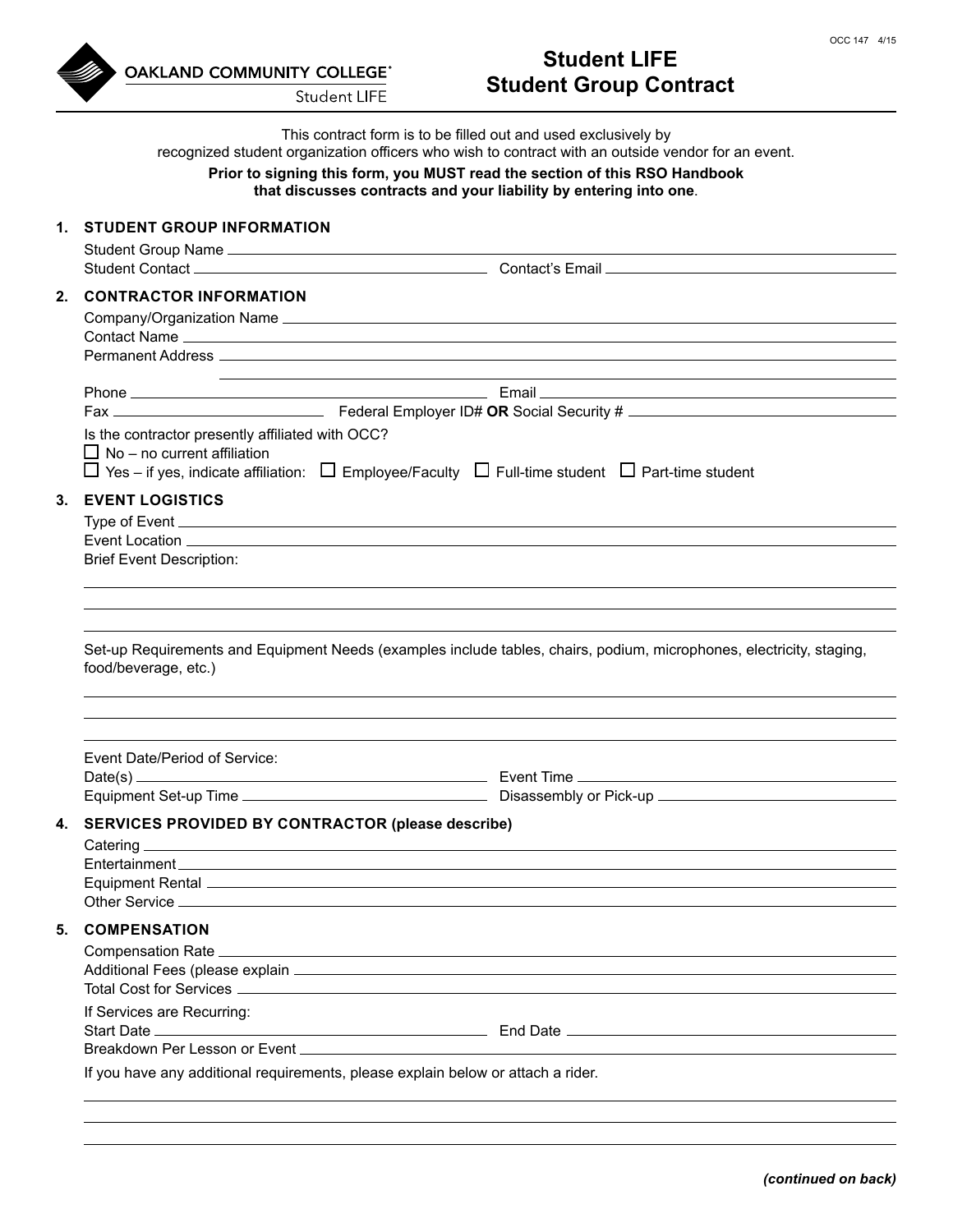OCC 147 4/15

**OAKLAND COMMUNITY COLLEGE**
Student LIFE

# Student LIFE Student Group Contract

This contract form is to be filled out and used exclusively by recognized student organization officers who wish to contract with an outside vendor for an event.

**Prior to signing this form, you MUST read the section of this RSO Handbook that discusses contracts and your liability by entering into one**.

## 1. STUDENT GROUP INFORMATION

Student Group Name ______________________________

Student Contact ______________________ Contact's Email ______________________

## 2. CONTRACTOR INFORMATION

Company/Organization Name ______________________________

Contact Name ______________________________

Permanent Address ______________________________

______________________________

Phone ______________________ Email ______________________

Fax ______________ Federal Employer ID# **OR** Social Security # ______________

Is the contractor presently affiliated with OCC?

☐ No – no current affiliation

☐ Yes – if yes, indicate affiliation: ☐ Employee/Faculty ☐ Full-time student ☐ Part-time student

## 3. EVENT LOGISTICS

Type of Event ______________________________

Event Location ______________________________

Brief Event Description:

______________________________

______________________________

______________________________

Set-up Requirements and Equipment Needs (examples include tables, chairs, podium, microphones, electricity, staging, food/beverage, etc.)

______________________________

______________________________

______________________________

Event Date/Period of Service:

Date(s) ______________________ Event Time ______________________

Equipment Set-up Time ______________________ Disassembly or Pick-up ______________________

## 4. SERVICES PROVIDED BY CONTRACTOR (please describe)

Catering ______________________________

Entertainment ______________________________

Equipment Rental ______________________________

Other Service ______________________________

## 5. COMPENSATION

Compensation Rate ______________________________

Additional Fees (please explain ______________________________

Total Cost for Services ______________________________

If Services are Recurring:

Start Date ______________________ End Date ______________________

Breakdown Per Lesson or Event ______________________________

If you have any additional requirements, please explain below or attach a rider.

______________________________

______________________________

______________________________

***(continued on back)***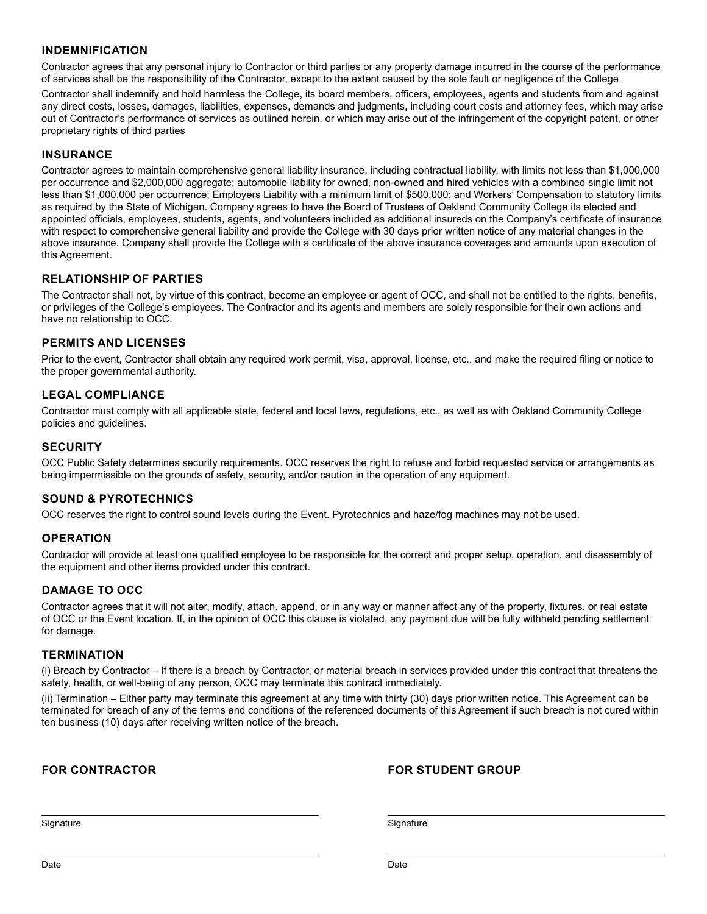## INDEMNIFICATION

Contractor agrees that any personal injury to Contractor or third parties or any property damage incurred in the course of the performance of services shall be the responsibility of the Contractor, except to the extent caused by the sole fault or negligence of the College.

Contractor shall indemnify and hold harmless the College, its board members, officers, employees, agents and students from and against any direct costs, losses, damages, liabilities, expenses, demands and judgments, including court costs and attorney fees, which may arise out of Contractor's performance of services as outlined herein, or which may arise out of the infringement of the copyright patent, or other proprietary rights of third parties

## INSURANCE

Contractor agrees to maintain comprehensive general liability insurance, including contractual liability, with limits not less than $1,000,000 per occurrence and $2,000,000 aggregate; automobile liability for owned, non-owned and hired vehicles with a combined single limit not less than $1,000,000 per occurrence; Employers Liability with a minimum limit of $500,000; and Workers' Compensation to statutory limits as required by the State of Michigan. Company agrees to have the Board of Trustees of Oakland Community College its elected and appointed officials, employees, students, agents, and volunteers included as additional insureds on the Company's certificate of insurance with respect to comprehensive general liability and provide the College with 30 days prior written notice of any material changes in the above insurance. Company shall provide the College with a certificate of the above insurance coverages and amounts upon execution of this Agreement.

## RELATIONSHIP OF PARTIES

The Contractor shall not, by virtue of this contract, become an employee or agent of OCC, and shall not be entitled to the rights, benefits, or privileges of the College's employees. The Contractor and its agents and members are solely responsible for their own actions and have no relationship to OCC.

## PERMITS AND LICENSES

Prior to the event, Contractor shall obtain any required work permit, visa, approval, license, etc., and make the required filing or notice to the proper governmental authority.

## LEGAL COMPLIANCE

Contractor must comply with all applicable state, federal and local laws, regulations, etc., as well as with Oakland Community College policies and guidelines.

## SECURITY

OCC Public Safety determines security requirements. OCC reserves the right to refuse and forbid requested service or arrangements as being impermissible on the grounds of safety, security, and/or caution in the operation of any equipment.

## SOUND & PYROTECHNICS

OCC reserves the right to control sound levels during the Event. Pyrotechnics and haze/fog machines may not be used.

## OPERATION

Contractor will provide at least one qualified employee to be responsible for the correct and proper setup, operation, and disassembly of the equipment and other items provided under this contract.

## DAMAGE TO OCC

Contractor agrees that it will not alter, modify, attach, append, or in any way or manner affect any of the property, fixtures, or real estate of OCC or the Event location. If, in the opinion of OCC this clause is violated, any payment due will be fully withheld pending settlement for damage.

## TERMINATION

(i) Breach by Contractor – If there is a breach by Contractor, or material breach in services provided under this contract that threatens the safety, health, or well-being of any person, OCC may terminate this contract immediately.

(ii) Termination – Either party may terminate this agreement at any time with thirty (30) days prior written notice. This Agreement can be terminated for breach of any of the terms and conditions of the referenced documents of this Agreement if such breach is not cured within ten business (10) days after receiving written notice of the breach.

## FOR CONTRACTOR

Signature

Date

## FOR STUDENT GROUP

Signature

Date